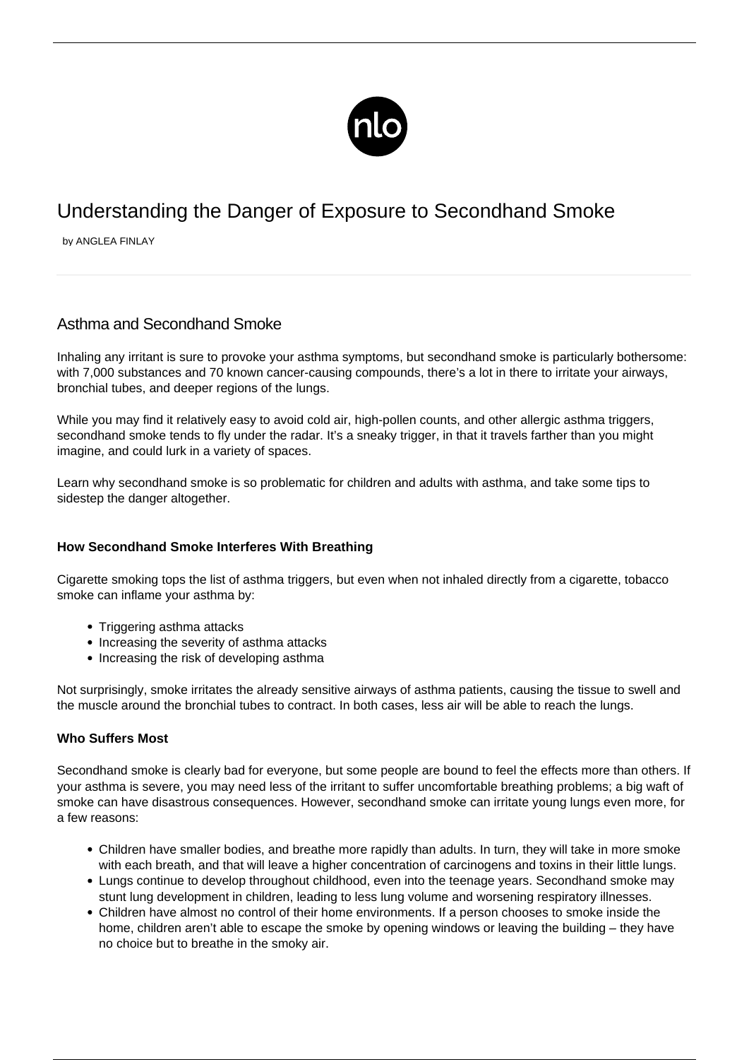# Understanding the Danger of Exposure to Secondhand Smoke

by ANGLEA FINLAY

## Asthma and Secondhand Smoke

Inhaling any irritant is sure to provoke your asthma symptoms, but secondhand smoke is particularly bothersome: with 7,000 substances and 70 known cancer-causing compounds, there's a lot in there to irritate your airways, bronchial tubes, and deeper regions of the lungs.

While you may find it relatively easy to avoid cold air, high-pollen counts, and other allergic asthma triggers, secondhand smoke tends to fly under the radar. It's a sneaky trigger, in that it travels farther than you might imagine, and could lurk in a variety of spaces.

Learn why secondhand smoke is so problematic for children and adults with asthma, and take some tips to sidestep the danger altogether.

### How Secondhand Smoke Interferes With Breathing

Cigarette smoking tops the list of asthma triggers, but even when not inhaled directly from a cigarette, tobacco smoke can inflame your asthma by:

- Triggering asthma attacks
- Increasing the severity of asthma attacks
- Increasing the risk of developing asthma

Not surprisingly, smoke irritates the already sensitive airways of asthma patients, causing the tissue to swell and the muscle around the bronchial tubes to contract. In both cases, less air will be able to reach the lungs.

### Who Suffers Most

Secondhand smoke is clearly bad for everyone, but some people are bound to feel the effects more than others. If your asthma is severe, you may need less of the irritant to suffer uncomfortable breathing problems; a big waft of smoke can have disastrous consequences. However, secondhand smoke can irritate young lungs even more, for a few reasons:

- Children have smaller bodies, and breathe more rapidly than adults. In turn, they will take in more smoke with each breath, and that will leave a higher concentration of carcinogens and toxins in their little lungs.
- Lungs continue to develop throughout childhood, even into the teenage years. Secondhand smoke may stunt lung development in children, leading to less lung volume and worsening respiratory illnesses.
- Children have almost no control of their home environments. If a person chooses to smoke inside the home, children aren't able to escape the smoke by opening windows or leaving the building – they have no choice but to breathe in the smoky air.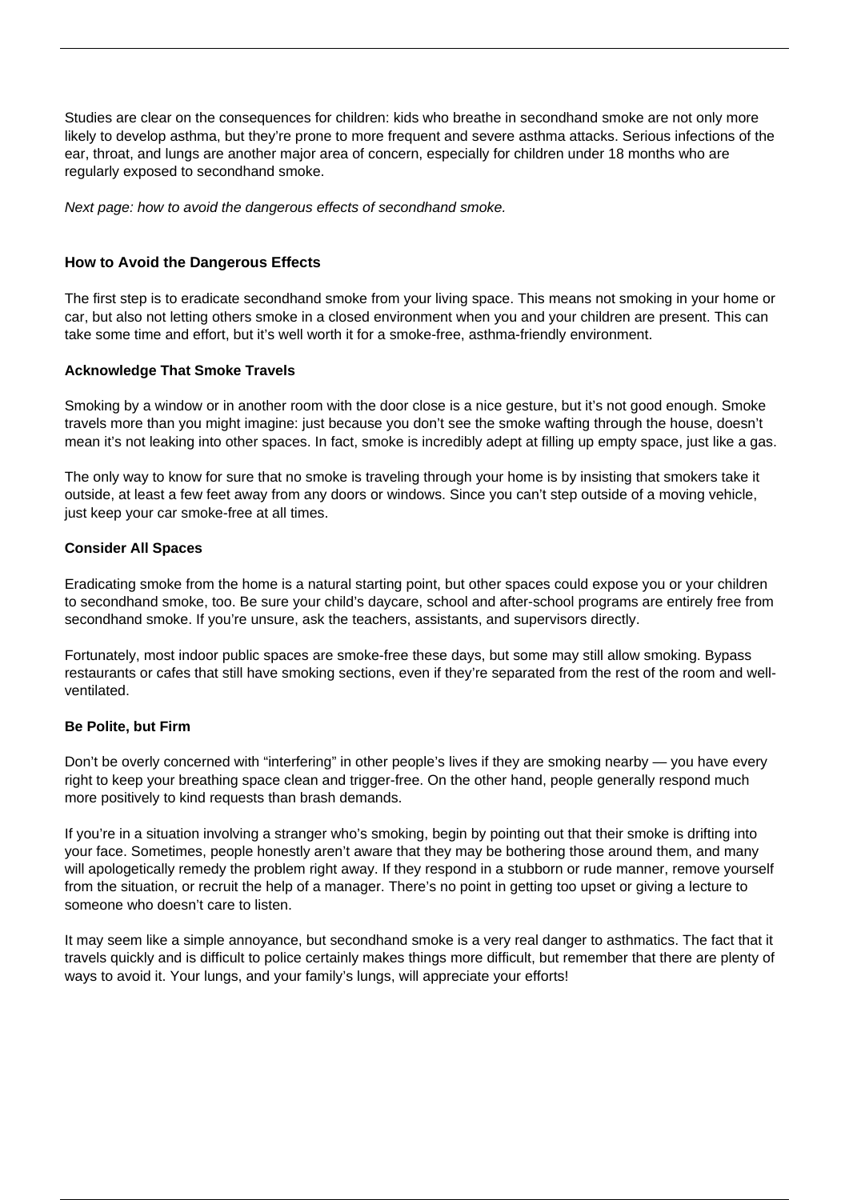Studies are clear on the consequences for children: kids who breathe in secondhand smoke are not only more likely to develop asthma, but they're prone to more frequent and severe asthma attacks. Serious infections of the ear, throat, and lungs are another major area of concern, especially for children under 18 months who are regularly exposed to secondhand smoke.

*Next page: how to avoid the dangerous effects of secondhand smoke.*

**How to Avoid the Dangerous Effects**

The first step is to eradicate secondhand smoke from your living space. This means not smoking in your home or car, but also not letting others smoke in a closed environment when you and your children are present. This can take some time and effort, but it's well worth it for a smoke-free, asthma-friendly environment.

**Acknowledge That Smoke Travels**

Smoking by a window or in another room with the door close is a nice gesture, but it's not good enough. Smoke travels more than you might imagine: just because you don't see the smoke wafting through the house, doesn't mean it's not leaking into other spaces. In fact, smoke is incredibly adept at filling up empty space, just like a gas.

The only way to know for sure that no smoke is traveling through your home is by insisting that smokers take it outside, at least a few feet away from any doors or windows. Since you can't step outside of a moving vehicle, just keep your car smoke-free at all times.

**Consider All Spaces**

Eradicating smoke from the home is a natural starting point, but other spaces could expose you or your children to secondhand smoke, too. Be sure your child's daycare, school and after-school programs are entirely free from secondhand smoke. If you're unsure, ask the teachers, assistants, and supervisors directly.

Fortunately, most indoor public spaces are smoke-free these days, but some may still allow smoking. Bypass restaurants or cafes that still have smoking sections, even if they're separated from the rest of the room and well-ventilated.

**Be Polite, but Firm**

Don't be overly concerned with "interfering" in other people's lives if they are smoking nearby — you have every right to keep your breathing space clean and trigger-free. On the other hand, people generally respond much more positively to kind requests than brash demands.

If you're in a situation involving a stranger who's smoking, begin by pointing out that their smoke is drifting into your face. Sometimes, people honestly aren't aware that they may be bothering those around them, and many will apologetically remedy the problem right away. If they respond in a stubborn or rude manner, remove yourself from the situation, or recruit the help of a manager. There's no point in getting too upset or giving a lecture to someone who doesn't care to listen.

It may seem like a simple annoyance, but secondhand smoke is a very real danger to asthmatics. The fact that it travels quickly and is difficult to police certainly makes things more difficult, but remember that there are plenty of ways to avoid it. Your lungs, and your family's lungs, will appreciate your efforts!